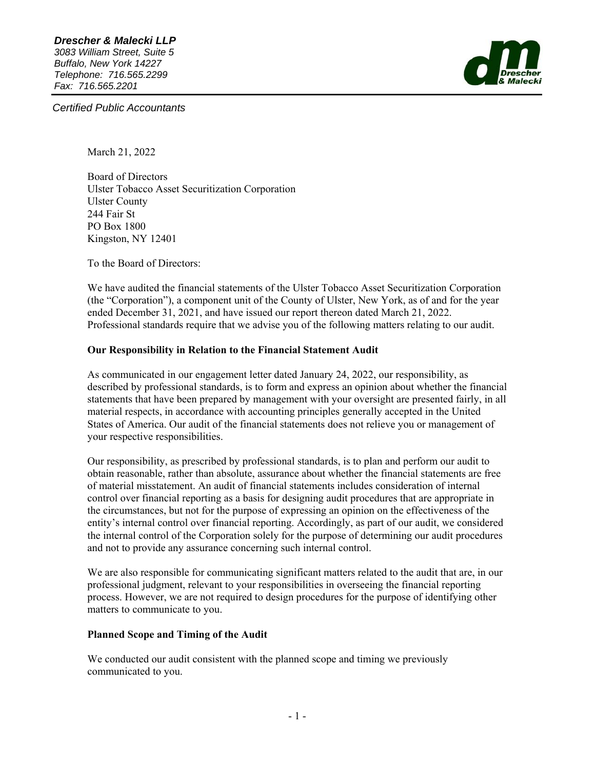***Drescher & Malecki LLP***
*3083 William Street, Suite 5*
*Buffalo, New York 14227*
*Telephone: 716.565.2299*
*Fax: 716.565.2201*

*Certified Public Accountants*

March 21, 2022

Board of Directors
Ulster Tobacco Asset Securitization Corporation
Ulster County
244 Fair St
PO Box 1800
Kingston, NY 12401

To the Board of Directors:

We have audited the financial statements of the Ulster Tobacco Asset Securitization Corporation (the "Corporation"), a component unit of the County of Ulster, New York, as of and for the year ended December 31, 2021, and have issued our report thereon dated March 21, 2022. Professional standards require that we advise you of the following matters relating to our audit.

**Our Responsibility in Relation to the Financial Statement Audit**

As communicated in our engagement letter dated January 24, 2022, our responsibility, as described by professional standards, is to form and express an opinion about whether the financial statements that have been prepared by management with your oversight are presented fairly, in all material respects, in accordance with accounting principles generally accepted in the United States of America. Our audit of the financial statements does not relieve you or management of your respective responsibilities.

Our responsibility, as prescribed by professional standards, is to plan and perform our audit to obtain reasonable, rather than absolute, assurance about whether the financial statements are free of material misstatement. An audit of financial statements includes consideration of internal control over financial reporting as a basis for designing audit procedures that are appropriate in the circumstances, but not for the purpose of expressing an opinion on the effectiveness of the entity's internal control over financial reporting. Accordingly, as part of our audit, we considered the internal control of the Corporation solely for the purpose of determining our audit procedures and not to provide any assurance concerning such internal control.

We are also responsible for communicating significant matters related to the audit that are, in our professional judgment, relevant to your responsibilities in overseeing the financial reporting process. However, we are not required to design procedures for the purpose of identifying other matters to communicate to you.

**Planned Scope and Timing of the Audit**

We conducted our audit consistent with the planned scope and timing we previously communicated to you.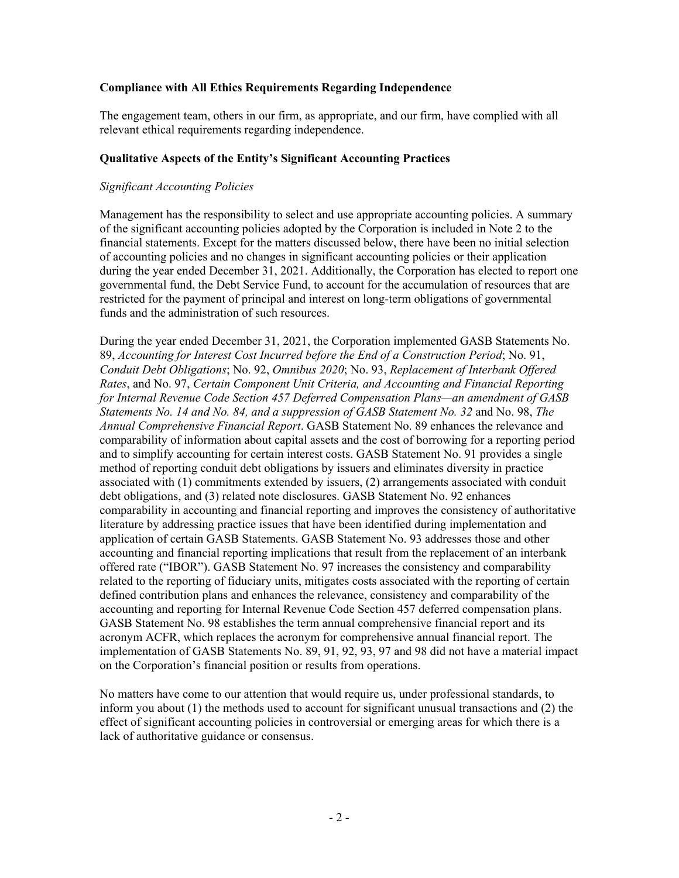**Compliance with All Ethics Requirements Regarding Independence**

The engagement team, others in our firm, as appropriate, and our firm, have complied with all relevant ethical requirements regarding independence.

**Qualitative Aspects of the Entity's Significant Accounting Practices**

*Significant Accounting Policies*

Management has the responsibility to select and use appropriate accounting policies. A summary of the significant accounting policies adopted by the Corporation is included in Note 2 to the financial statements. Except for the matters discussed below, there have been no initial selection of accounting policies and no changes in significant accounting policies or their application during the year ended December 31, 2021. Additionally, the Corporation has elected to report one governmental fund, the Debt Service Fund, to account for the accumulation of resources that are restricted for the payment of principal and interest on long-term obligations of governmental funds and the administration of such resources.

During the year ended December 31, 2021, the Corporation implemented GASB Statements No. 89, *Accounting for Interest Cost Incurred before the End of a Construction Period*; No. 91, *Conduit Debt Obligations*; No. 92, *Omnibus 2020*; No. 93, *Replacement of Interbank Offered Rates*, and No. 97, *Certain Component Unit Criteria, and Accounting and Financial Reporting for Internal Revenue Code Section 457 Deferred Compensation Plans—an amendment of GASB Statements No. 14 and No. 84, and a suppression of GASB Statement No. 32* and No. 98, *The Annual Comprehensive Financial Report*. GASB Statement No. 89 enhances the relevance and comparability of information about capital assets and the cost of borrowing for a reporting period and to simplify accounting for certain interest costs. GASB Statement No. 91 provides a single method of reporting conduit debt obligations by issuers and eliminates diversity in practice associated with (1) commitments extended by issuers, (2) arrangements associated with conduit debt obligations, and (3) related note disclosures. GASB Statement No. 92 enhances comparability in accounting and financial reporting and improves the consistency of authoritative literature by addressing practice issues that have been identified during implementation and application of certain GASB Statements. GASB Statement No. 93 addresses those and other accounting and financial reporting implications that result from the replacement of an interbank offered rate ("IBOR"). GASB Statement No. 97 increases the consistency and comparability related to the reporting of fiduciary units, mitigates costs associated with the reporting of certain defined contribution plans and enhances the relevance, consistency and comparability of the accounting and reporting for Internal Revenue Code Section 457 deferred compensation plans. GASB Statement No. 98 establishes the term annual comprehensive financial report and its acronym ACFR, which replaces the acronym for comprehensive annual financial report. The implementation of GASB Statements No. 89, 91, 92, 93, 97 and 98 did not have a material impact on the Corporation's financial position or results from operations.

No matters have come to our attention that would require us, under professional standards, to inform you about (1) the methods used to account for significant unusual transactions and (2) the effect of significant accounting policies in controversial or emerging areas for which there is a lack of authoritative guidance or consensus.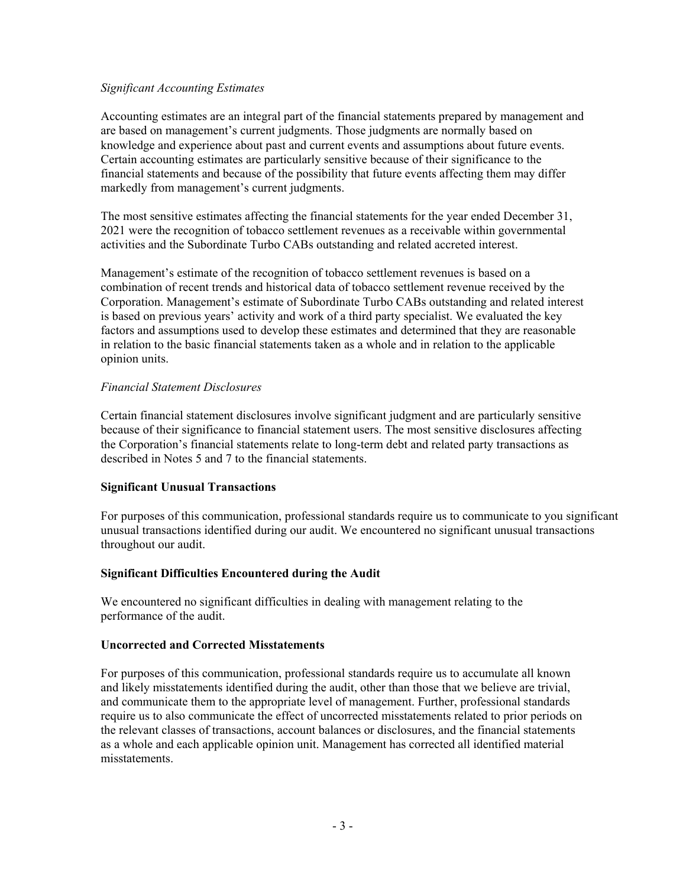*Significant Accounting Estimates*

Accounting estimates are an integral part of the financial statements prepared by management and are based on management's current judgments. Those judgments are normally based on knowledge and experience about past and current events and assumptions about future events. Certain accounting estimates are particularly sensitive because of their significance to the financial statements and because of the possibility that future events affecting them may differ markedly from management's current judgments.

The most sensitive estimates affecting the financial statements for the year ended December 31, 2021 were the recognition of tobacco settlement revenues as a receivable within governmental activities and the Subordinate Turbo CABs outstanding and related accreted interest.

Management's estimate of the recognition of tobacco settlement revenues is based on a combination of recent trends and historical data of tobacco settlement revenue received by the Corporation. Management's estimate of Subordinate Turbo CABs outstanding and related interest is based on previous years' activity and work of a third party specialist. We evaluated the key factors and assumptions used to develop these estimates and determined that they are reasonable in relation to the basic financial statements taken as a whole and in relation to the applicable opinion units.

*Financial Statement Disclosures*

Certain financial statement disclosures involve significant judgment and are particularly sensitive because of their significance to financial statement users. The most sensitive disclosures affecting the Corporation's financial statements relate to long-term debt and related party transactions as described in Notes 5 and 7 to the financial statements.

**Significant Unusual Transactions**

For purposes of this communication, professional standards require us to communicate to you significant unusual transactions identified during our audit. We encountered no significant unusual transactions throughout our audit.

**Significant Difficulties Encountered during the Audit**

We encountered no significant difficulties in dealing with management relating to the performance of the audit.

**Uncorrected and Corrected Misstatements**

For purposes of this communication, professional standards require us to accumulate all known and likely misstatements identified during the audit, other than those that we believe are trivial, and communicate them to the appropriate level of management. Further, professional standards require us to also communicate the effect of uncorrected misstatements related to prior periods on the relevant classes of transactions, account balances or disclosures, and the financial statements as a whole and each applicable opinion unit. Management has corrected all identified material misstatements.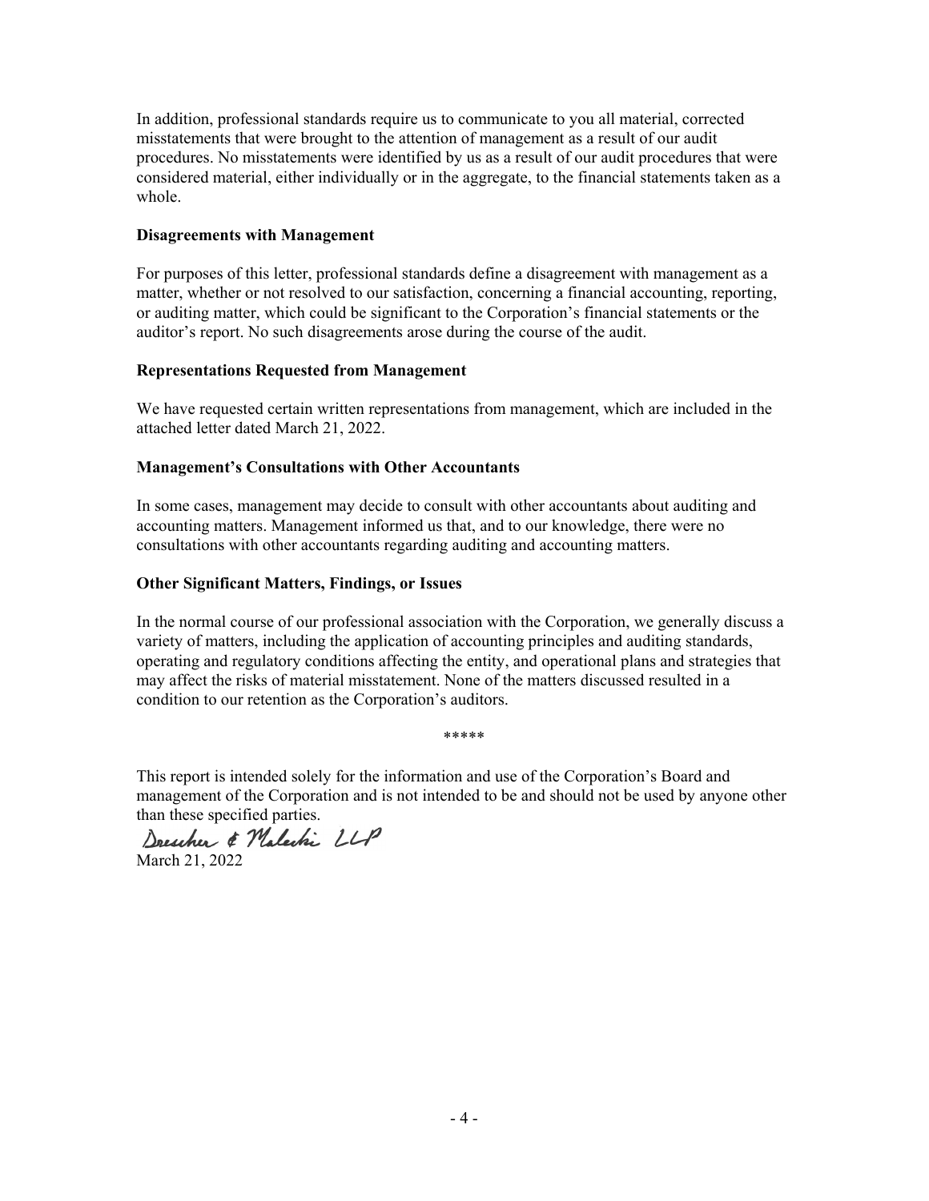In addition, professional standards require us to communicate to you all material, corrected misstatements that were brought to the attention of management as a result of our audit procedures. No misstatements were identified by us as a result of our audit procedures that were considered material, either individually or in the aggregate, to the financial statements taken as a whole.

**Disagreements with Management**

For purposes of this letter, professional standards define a disagreement with management as a matter, whether or not resolved to our satisfaction, concerning a financial accounting, reporting, or auditing matter, which could be significant to the Corporation's financial statements or the auditor's report. No such disagreements arose during the course of the audit.

**Representations Requested from Management**

We have requested certain written representations from management, which are included in the attached letter dated March 21, 2022.

**Management's Consultations with Other Accountants**

In some cases, management may decide to consult with other accountants about auditing and accounting matters. Management informed us that, and to our knowledge, there were no consultations with other accountants regarding auditing and accounting matters.

**Other Significant Matters, Findings, or Issues**

In the normal course of our professional association with the Corporation, we generally discuss a variety of matters, including the application of accounting principles and auditing standards, operating and regulatory conditions affecting the entity, and operational plans and strategies that may affect the risks of material misstatement. None of the matters discussed resulted in a condition to our retention as the Corporation's auditors.

*****

This report is intended solely for the information and use of the Corporation's Board and management of the Corporation and is not intended to be and should not be used by anyone other than these specified parties.

Drescher & Malecki LLP

March 21, 2022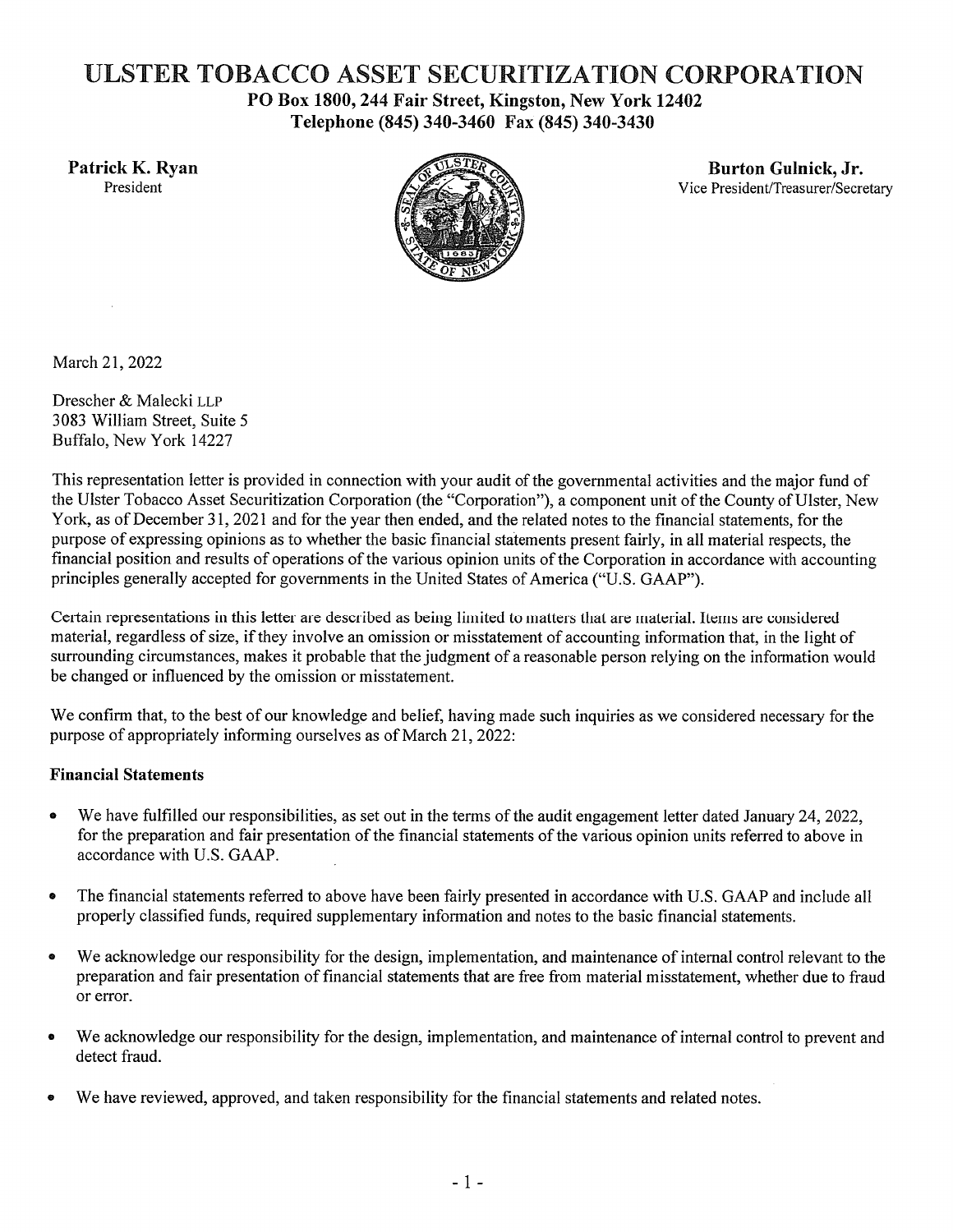# ULSTER TOBACCO ASSET SECURITIZATION CORPORATION

**PO Box 1800, 244 Fair Street, Kingston, New York 12402**
**Telephone (845) 340-3460 Fax (845) 340-3430**

**Patrick K. Ryan**
President

**Burton Gulnick, Jr.**
Vice President/Treasurer/Secretary

March 21, 2022

Drescher & Malecki LLP
3083 William Street, Suite 5
Buffalo, New York 14227

This representation letter is provided in connection with your audit of the governmental activities and the major fund of the Ulster Tobacco Asset Securitization Corporation (the "Corporation"), a component unit of the County of Ulster, New York, as of December 31, 2021 and for the year then ended, and the related notes to the financial statements, for the purpose of expressing opinions as to whether the basic financial statements present fairly, in all material respects, the financial position and results of operations of the various opinion units of the Corporation in accordance with accounting principles generally accepted for governments in the United States of America ("U.S. GAAP").

Certain representations in this letter are described as being limited to matters that are material. Items are considered material, regardless of size, if they involve an omission or misstatement of accounting information that, in the light of surrounding circumstances, makes it probable that the judgment of a reasonable person relying on the information would be changed or influenced by the omission or misstatement.

We confirm that, to the best of our knowledge and belief, having made such inquiries as we considered necessary for the purpose of appropriately informing ourselves as of March 21, 2022:

**Financial Statements**

- We have fulfilled our responsibilities, as set out in the terms of the audit engagement letter dated January 24, 2022, for the preparation and fair presentation of the financial statements of the various opinion units referred to above in accordance with U.S. GAAP.
- The financial statements referred to above have been fairly presented in accordance with U.S. GAAP and include all properly classified funds, required supplementary information and notes to the basic financial statements.
- We acknowledge our responsibility for the design, implementation, and maintenance of internal control relevant to the preparation and fair presentation of financial statements that are free from material misstatement, whether due to fraud or error.
- We acknowledge our responsibility for the design, implementation, and maintenance of internal control to prevent and detect fraud.
- We have reviewed, approved, and taken responsibility for the financial statements and related notes.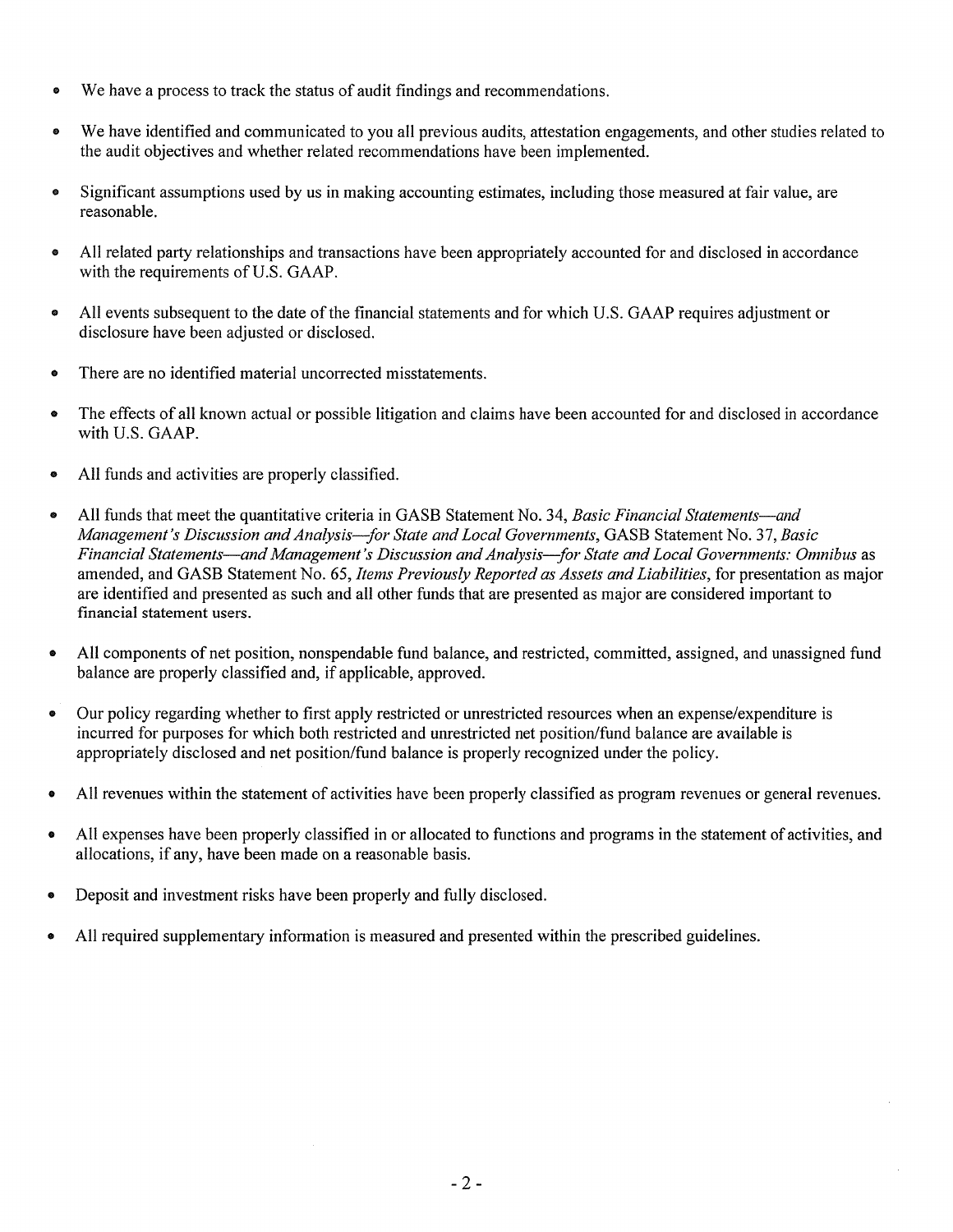- We have a process to track the status of audit findings and recommendations.

- We have identified and communicated to you all previous audits, attestation engagements, and other studies related to the audit objectives and whether related recommendations have been implemented.

- Significant assumptions used by us in making accounting estimates, including those measured at fair value, are reasonable.

- All related party relationships and transactions have been appropriately accounted for and disclosed in accordance with the requirements of U.S. GAAP.

- All events subsequent to the date of the financial statements and for which U.S. GAAP requires adjustment or disclosure have been adjusted or disclosed.

- There are no identified material uncorrected misstatements.

- The effects of all known actual or possible litigation and claims have been accounted for and disclosed in accordance with U.S. GAAP.

- All funds and activities are properly classified.

- All funds that meet the quantitative criteria in GASB Statement No. 34, *Basic Financial Statements—and Management's Discussion and Analysis—for State and Local Governments*, GASB Statement No. 37, *Basic Financial Statements—and Management's Discussion and Analysis—for State and Local Governments: Omnibus* as amended, and GASB Statement No. 65, *Items Previously Reported as Assets and Liabilities*, for presentation as major are identified and presented as such and all other funds that are presented as major are considered important to financial statement users.

- All components of net position, nonspendable fund balance, and restricted, committed, assigned, and unassigned fund balance are properly classified and, if applicable, approved.

- Our policy regarding whether to first apply restricted or unrestricted resources when an expense/expenditure is incurred for purposes for which both restricted and unrestricted net position/fund balance are available is appropriately disclosed and net position/fund balance is properly recognized under the policy.

- All revenues within the statement of activities have been properly classified as program revenues or general revenues.

- All expenses have been properly classified in or allocated to functions and programs in the statement of activities, and allocations, if any, have been made on a reasonable basis.

- Deposit and investment risks have been properly and fully disclosed.

- All required supplementary information is measured and presented within the prescribed guidelines.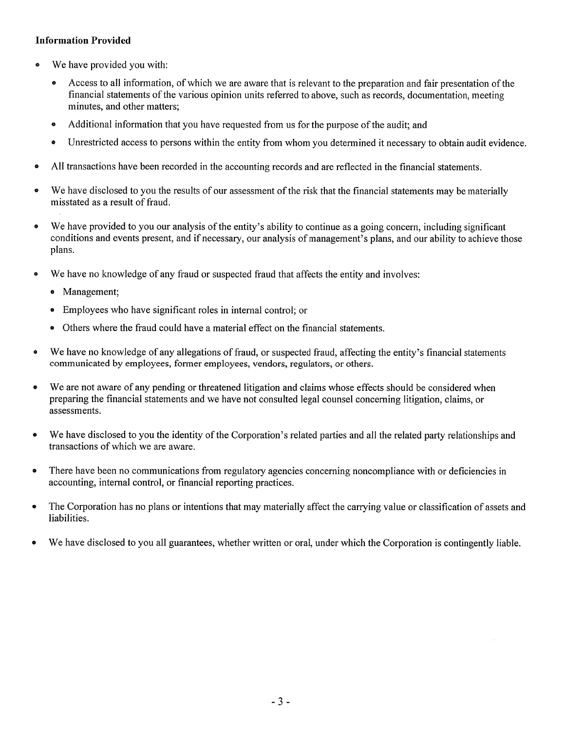**Information Provided**

- We have provided you with:
  - Access to all information, of which we are aware that is relevant to the preparation and fair presentation of the financial statements of the various opinion units referred to above, such as records, documentation, meeting minutes, and other matters;
  - Additional information that you have requested from us for the purpose of the audit; and
  - Unrestricted access to persons within the entity from whom you determined it necessary to obtain audit evidence.
- All transactions have been recorded in the accounting records and are reflected in the financial statements.
- We have disclosed to you the results of our assessment of the risk that the financial statements may be materially misstated as a result of fraud.
- We have provided to you our analysis of the entity's ability to continue as a going concern, including significant conditions and events present, and if necessary, our analysis of management's plans, and our ability to achieve those plans.
- We have no knowledge of any fraud or suspected fraud that affects the entity and involves:
  - Management;
  - Employees who have significant roles in internal control; or
  - Others where the fraud could have a material effect on the financial statements.
- We have no knowledge of any allegations of fraud, or suspected fraud, affecting the entity's financial statements communicated by employees, former employees, vendors, regulators, or others.
- We are not aware of any pending or threatened litigation and claims whose effects should be considered when preparing the financial statements and we have not consulted legal counsel concerning litigation, claims, or assessments.
- We have disclosed to you the identity of the Corporation's related parties and all the related party relationships and transactions of which we are aware.
- There have been no communications from regulatory agencies concerning noncompliance with or deficiencies in accounting, internal control, or financial reporting practices.
- The Corporation has no plans or intentions that may materially affect the carrying value or classification of assets and liabilities.
- We have disclosed to you all guarantees, whether written or oral, under which the Corporation is contingently liable.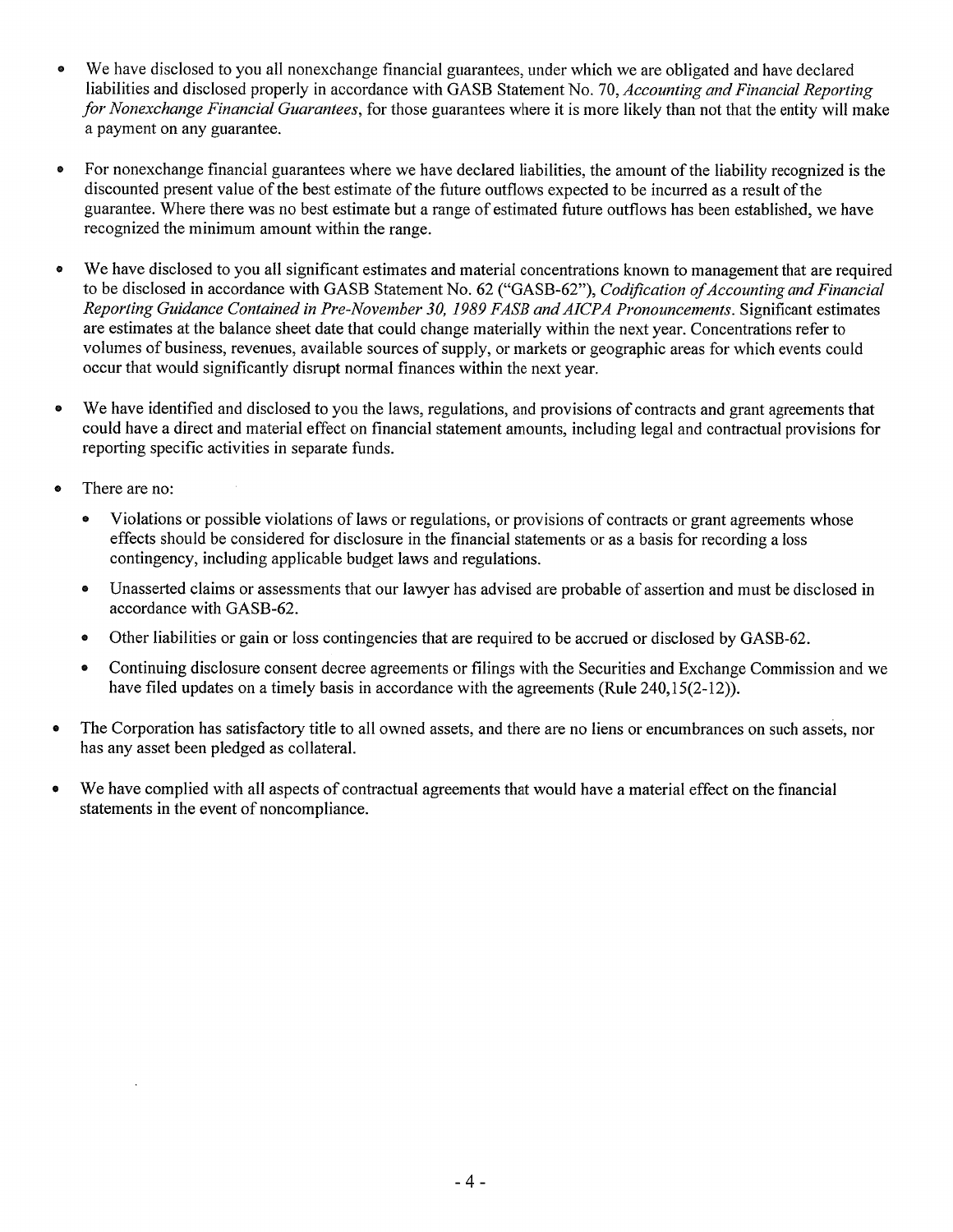- We have disclosed to you all nonexchange financial guarantees, under which we are obligated and have declared liabilities and disclosed properly in accordance with GASB Statement No. 70, *Accounting and Financial Reporting for Nonexchange Financial Guarantees*, for those guarantees where it is more likely than not that the entity will make a payment on any guarantee.

- For nonexchange financial guarantees where we have declared liabilities, the amount of the liability recognized is the discounted present value of the best estimate of the future outflows expected to be incurred as a result of the guarantee. Where there was no best estimate but a range of estimated future outflows has been established, we have recognized the minimum amount within the range.

- We have disclosed to you all significant estimates and material concentrations known to management that are required to be disclosed in accordance with GASB Statement No. 62 ("GASB-62"), *Codification of Accounting and Financial Reporting Guidance Contained in Pre-November 30, 1989 FASB and AICPA Pronouncements*. Significant estimates are estimates at the balance sheet date that could change materially within the next year. Concentrations refer to volumes of business, revenues, available sources of supply, or markets or geographic areas for which events could occur that would significantly disrupt normal finances within the next year.

- We have identified and disclosed to you the laws, regulations, and provisions of contracts and grant agreements that could have a direct and material effect on financial statement amounts, including legal and contractual provisions for reporting specific activities in separate funds.

- There are no:
  - Violations or possible violations of laws or regulations, or provisions of contracts or grant agreements whose effects should be considered for disclosure in the financial statements or as a basis for recording a loss contingency, including applicable budget laws and regulations.
  - Unasserted claims or assessments that our lawyer has advised are probable of assertion and must be disclosed in accordance with GASB-62.
  - Other liabilities or gain or loss contingencies that are required to be accrued or disclosed by GASB-62.
  - Continuing disclosure consent decree agreements or filings with the Securities and Exchange Commission and we have filed updates on a timely basis in accordance with the agreements (Rule 240,15(2-12)).

- The Corporation has satisfactory title to all owned assets, and there are no liens or encumbrances on such assets, nor has any asset been pledged as collateral.

- We have complied with all aspects of contractual agreements that would have a material effect on the financial statements in the event of noncompliance.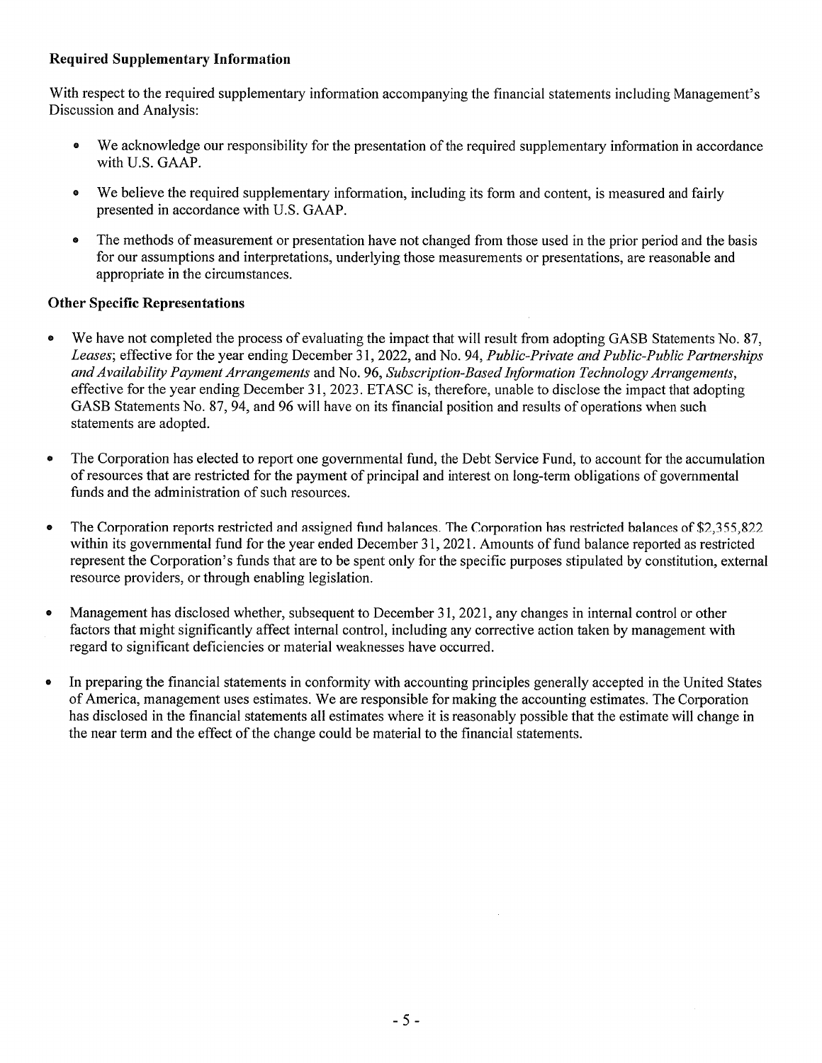**Required Supplementary Information**

With respect to the required supplementary information accompanying the financial statements including Management's Discussion and Analysis:

- We acknowledge our responsibility for the presentation of the required supplementary information in accordance with U.S. GAAP.
- We believe the required supplementary information, including its form and content, is measured and fairly presented in accordance with U.S. GAAP.
- The methods of measurement or presentation have not changed from those used in the prior period and the basis for our assumptions and interpretations, underlying those measurements or presentations, are reasonable and appropriate in the circumstances.

**Other Specific Representations**

- We have not completed the process of evaluating the impact that will result from adopting GASB Statements No. 87, *Leases*; effective for the year ending December 31, 2022, and No. 94, *Public-Private and Public-Public Partnerships and Availability Payment Arrangements* and No. 96, *Subscription-Based Information Technology Arrangements*, effective for the year ending December 31, 2023. ETASC is, therefore, unable to disclose the impact that adopting GASB Statements No. 87, 94, and 96 will have on its financial position and results of operations when such statements are adopted.
- The Corporation has elected to report one governmental fund, the Debt Service Fund, to account for the accumulation of resources that are restricted for the payment of principal and interest on long-term obligations of governmental funds and the administration of such resources.
- The Corporation reports restricted and assigned fund balances. The Corporation has restricted balances of $2,355,822 within its governmental fund for the year ended December 31, 2021. Amounts of fund balance reported as restricted represent the Corporation's funds that are to be spent only for the specific purposes stipulated by constitution, external resource providers, or through enabling legislation.
- Management has disclosed whether, subsequent to December 31, 2021, any changes in internal control or other factors that might significantly affect internal control, including any corrective action taken by management with regard to significant deficiencies or material weaknesses have occurred.
- In preparing the financial statements in conformity with accounting principles generally accepted in the United States of America, management uses estimates. We are responsible for making the accounting estimates. The Corporation has disclosed in the financial statements all estimates where it is reasonably possible that the estimate will change in the near term and the effect of the change could be material to the financial statements.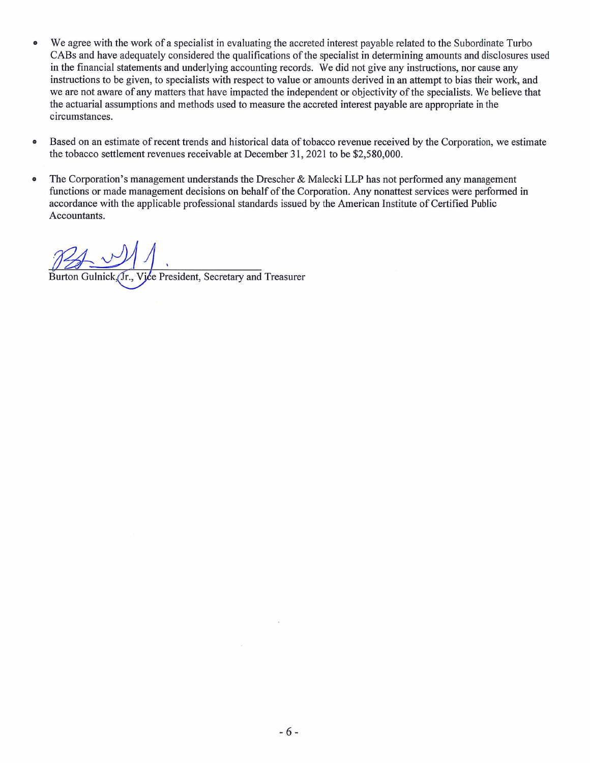- We agree with the work of a specialist in evaluating the accreted interest payable related to the Subordinate Turbo CABs and have adequately considered the qualifications of the specialist in determining amounts and disclosures used in the financial statements and underlying accounting records. We did not give any instructions, nor cause any instructions to be given, to specialists with respect to value or amounts derived in an attempt to bias their work, and we are not aware of any matters that have impacted the independent or objectivity of the specialists. We believe that the actuarial assumptions and methods used to measure the accreted interest payable are appropriate in the circumstances.

- Based on an estimate of recent trends and historical data of tobacco revenue received by the Corporation, we estimate the tobacco settlement revenues receivable at December 31, 2021 to be $2,580,000.

- The Corporation's management understands the Drescher & Malecki LLP has not performed any management functions or made management decisions on behalf of the Corporation. Any nonattest services were performed in accordance with the applicable professional standards issued by the American Institute of Certified Public Accountants.

Burton Gulnick, Jr., Vice President, Secretary and Treasurer